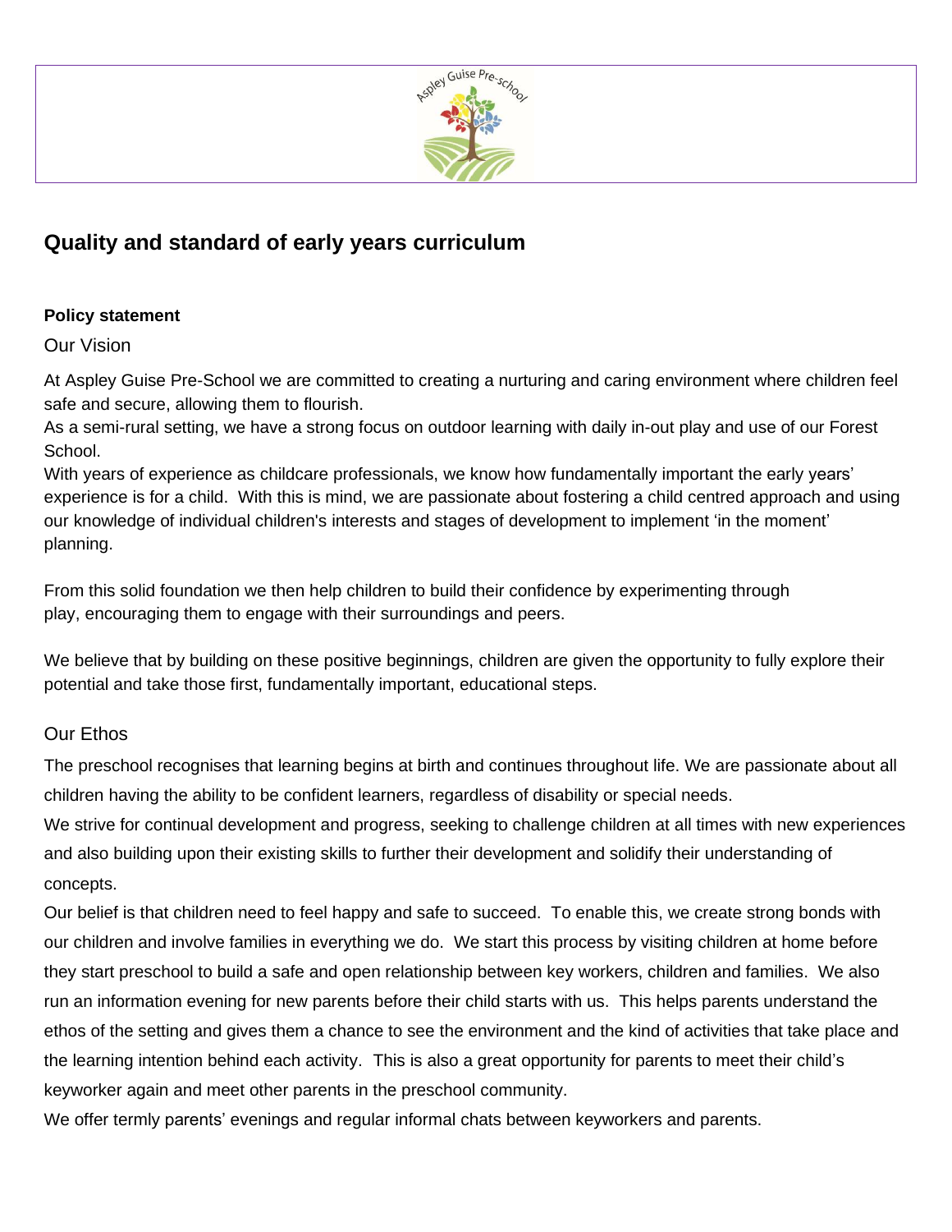# Quality and standard of early years curriculum

**Policy statement**

## Our Vision

At Aspley Guise Pre-School we are committed to creating a nurturing and caring environment where children feel safe and secure, allowing them to flourish.

As a semi-rural setting, we have a strong focus on outdoor learning with daily in-out play and use of our Forest School.

With years of experience as childcare professionals, we know how fundamentally important the early years' experience is for a child. With this is mind, we are passionate about fostering a child centred approach and using our knowledge of individual children's interests and stages of development to implement 'in the moment' planning.

From this solid foundation we then help children to build their confidence by experimenting through play, encouraging them to engage with their surroundings and peers.

We believe that by building on these positive beginnings, children are given the opportunity to fully explore their potential and take those first, fundamentally important, educational steps.

## Our Ethos

The preschool recognises that learning begins at birth and continues throughout life. We are passionate about all children having the ability to be confident learners, regardless of disability or special needs.

We strive for continual development and progress, seeking to challenge children at all times with new experiences and also building upon their existing skills to further their development and solidify their understanding of concepts.

Our belief is that children need to feel happy and safe to succeed. To enable this, we create strong bonds with our children and involve families in everything we do. We start this process by visiting children at home before they start preschool to build a safe and open relationship between key workers, children and families. We also run an information evening for new parents before their child starts with us. This helps parents understand the ethos of the setting and gives them a chance to see the environment and the kind of activities that take place and the learning intention behind each activity. This is also a great opportunity for parents to meet their child's keyworker again and meet other parents in the preschool community.

We offer termly parents' evenings and regular informal chats between keyworkers and parents.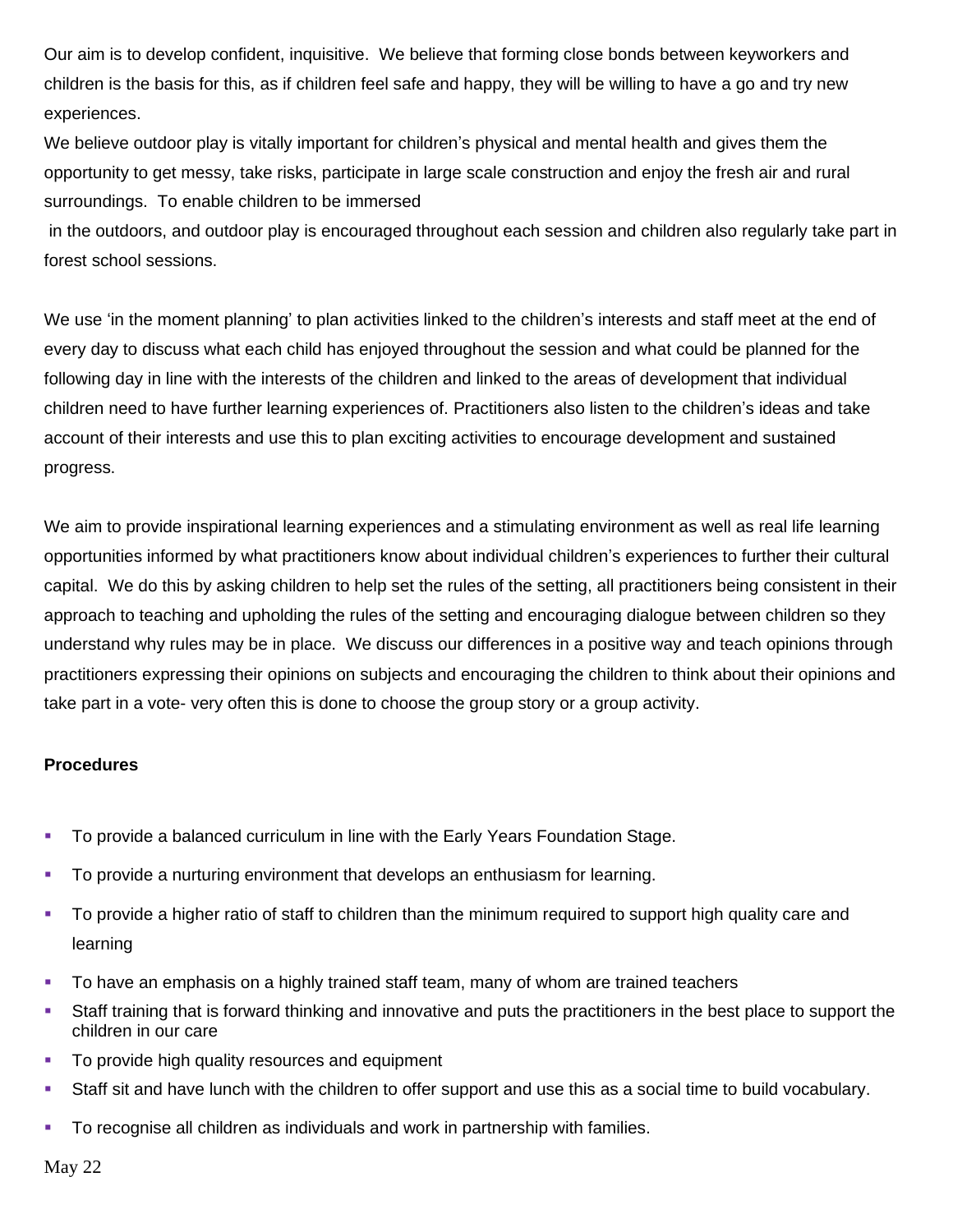Our aim is to develop confident, inquisitive.  We believe that forming close bonds between keyworkers and children is the basis for this, as if children feel safe and happy, they will be willing to have a go and try new experiences.

We believe outdoor play is vitally important for children's physical and mental health and gives them the opportunity to get messy, take risks, participate in large scale construction and enjoy the fresh air and rural surroundings.  To enable children to be immersed in the outdoors, and outdoor play is encouraged throughout each session and children also regularly take part in forest school sessions.

We use 'in the moment planning' to plan activities linked to the children's interests and staff meet at the end of every day to discuss what each child has enjoyed throughout the session and what could be planned for the following day in line with the interests of the children and linked to the areas of development that individual children need to have further learning experiences of. Practitioners also listen to the children's ideas and take account of their interests and use this to plan exciting activities to encourage development and sustained progress.

We aim to provide inspirational learning experiences and a stimulating environment as well as real life learning opportunities informed by what practitioners know about individual children's experiences to further their cultural capital.  We do this by asking children to help set the rules of the setting, all practitioners being consistent in their approach to teaching and upholding the rules of the setting and encouraging dialogue between children so they understand why rules may be in place.  We discuss our differences in a positive way and teach opinions through practitioners expressing their opinions on subjects and encouraging the children to think about their opinions and take part in a vote- very often this is done to choose the group story or a group activity.

**Procedures**

- To provide a balanced curriculum in line with the Early Years Foundation Stage.
- To provide a nurturing environment that develops an enthusiasm for learning.
- To provide a higher ratio of staff to children than the minimum required to support high quality care and learning
- To have an emphasis on a highly trained staff team, many of whom are trained teachers
- Staff training that is forward thinking and innovative and puts the practitioners in the best place to support the children in our care
- To provide high quality resources and equipment
- Staff sit and have lunch with the children to offer support and use this as a social time to build vocabulary.
- To recognise all children as individuals and work in partnership with families.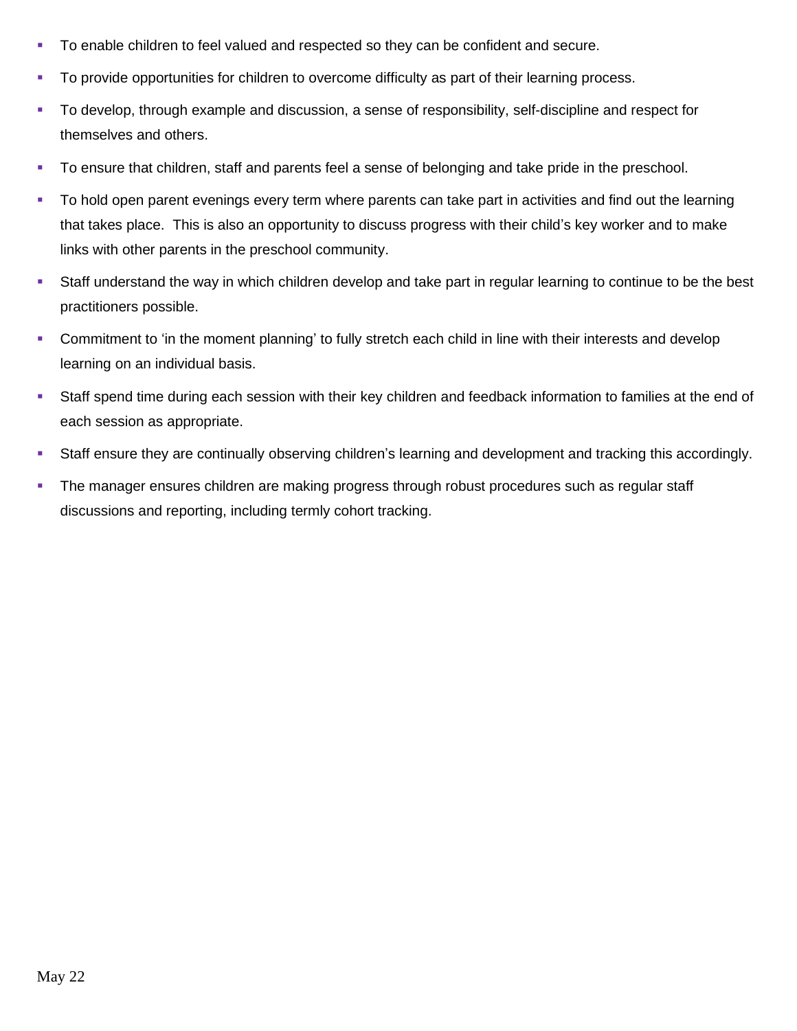- To enable children to feel valued and respected so they can be confident and secure.
- To provide opportunities for children to overcome difficulty as part of their learning process.
- To develop, through example and discussion, a sense of responsibility, self-discipline and respect for themselves and others.
- To ensure that children, staff and parents feel a sense of belonging and take pride in the preschool.
- To hold open parent evenings every term where parents can take part in activities and find out the learning that takes place. This is also an opportunity to discuss progress with their child's key worker and to make links with other parents in the preschool community.
- Staff understand the way in which children develop and take part in regular learning to continue to be the best practitioners possible.
- Commitment to 'in the moment planning' to fully stretch each child in line with their interests and develop learning on an individual basis.
- Staff spend time during each session with their key children and feedback information to families at the end of each session as appropriate.
- Staff ensure they are continually observing children's learning and development and tracking this accordingly.
- The manager ensures children are making progress through robust procedures such as regular staff discussions and reporting, including termly cohort tracking.